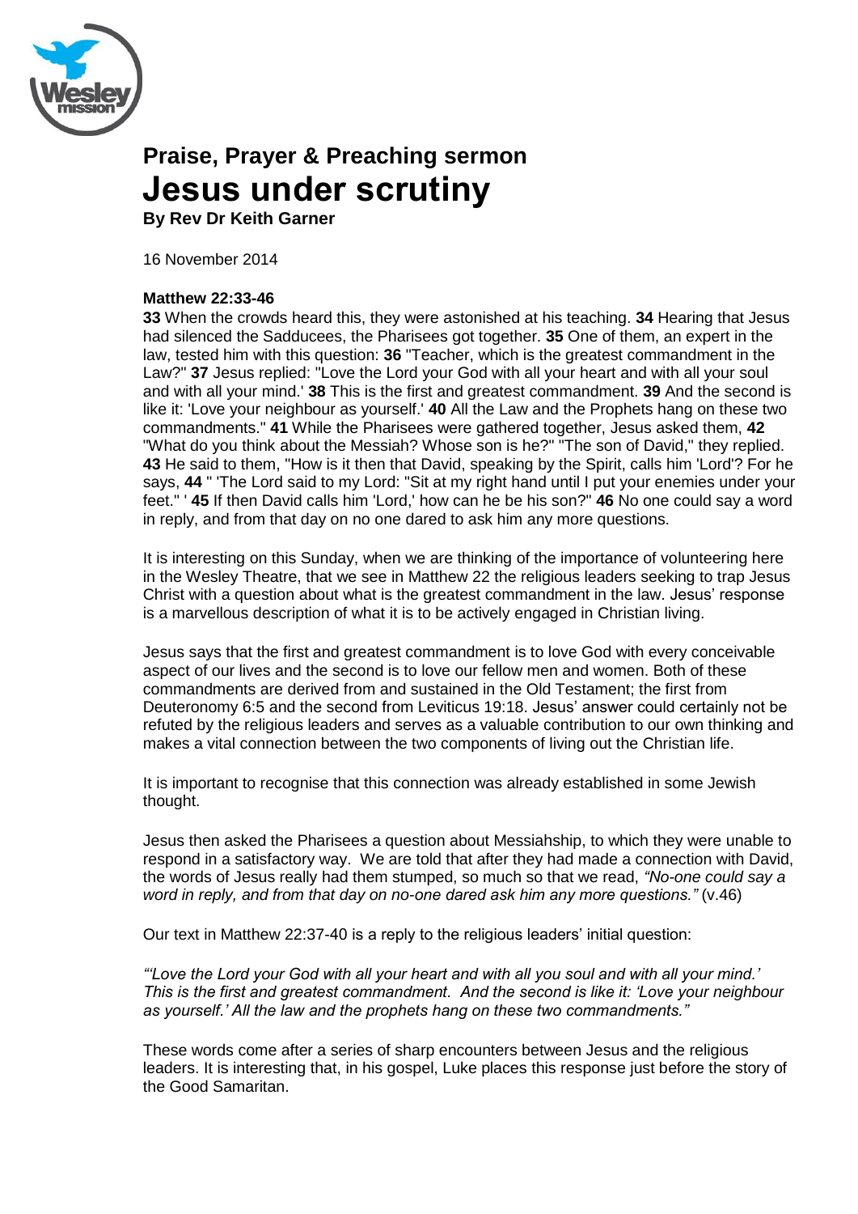# Praise, Prayer & Preaching sermon

# Jesus under scrutiny

**By Rev Dr Keith Garner**

16 November 2014

**Matthew 22:33-46**

**33** When the crowds heard this, they were astonished at his teaching. **34** Hearing that Jesus had silenced the Sadducees, the Pharisees got together. **35** One of them, an expert in the law, tested him with this question: **36** "Teacher, which is the greatest commandment in the Law?" **37** Jesus replied: "Love the Lord your God with all your heart and with all your soul and with all your mind.' **38** This is the first and greatest commandment. **39** And the second is like it: 'Love your neighbour as yourself.' **40** All the Law and the Prophets hang on these two commandments." **41** While the Pharisees were gathered together, Jesus asked them, **42** "What do you think about the Messiah? Whose son is he?" "The son of David," they replied. **43** He said to them, "How is it then that David, speaking by the Spirit, calls him 'Lord'? For he says, **44** " 'The Lord said to my Lord: "Sit at my right hand until I put your enemies under your feet." ' **45** If then David calls him 'Lord,' how can he be his son?" **46** No one could say a word in reply, and from that day on no one dared to ask him any more questions.

It is interesting on this Sunday, when we are thinking of the importance of volunteering here in the Wesley Theatre, that we see in Matthew 22 the religious leaders seeking to trap Jesus Christ with a question about what is the greatest commandment in the law. Jesus' response is a marvellous description of what it is to be actively engaged in Christian living.

Jesus says that the first and greatest commandment is to love God with every conceivable aspect of our lives and the second is to love our fellow men and women. Both of these commandments are derived from and sustained in the Old Testament; the first from Deuteronomy 6:5 and the second from Leviticus 19:18. Jesus' answer could certainly not be refuted by the religious leaders and serves as a valuable contribution to our own thinking and makes a vital connection between the two components of living out the Christian life.

It is important to recognise that this connection was already established in some Jewish thought.

Jesus then asked the Pharisees a question about Messiahship, to which they were unable to respond in a satisfactory way. We are told that after they had made a connection with David, the words of Jesus really had them stumped, so much so that we read, *"No-one could say a word in reply, and from that day on no-one dared ask him any more questions."* (v.46)

Our text in Matthew 22:37-40 is a reply to the religious leaders' initial question:

*"'Love the Lord your God with all your heart and with all you soul and with all your mind.' This is the first and greatest commandment. And the second is like it: 'Love your neighbour as yourself.' All the law and the prophets hang on these two commandments."*

These words come after a series of sharp encounters between Jesus and the religious leaders. It is interesting that, in his gospel, Luke places this response just before the story of the Good Samaritan.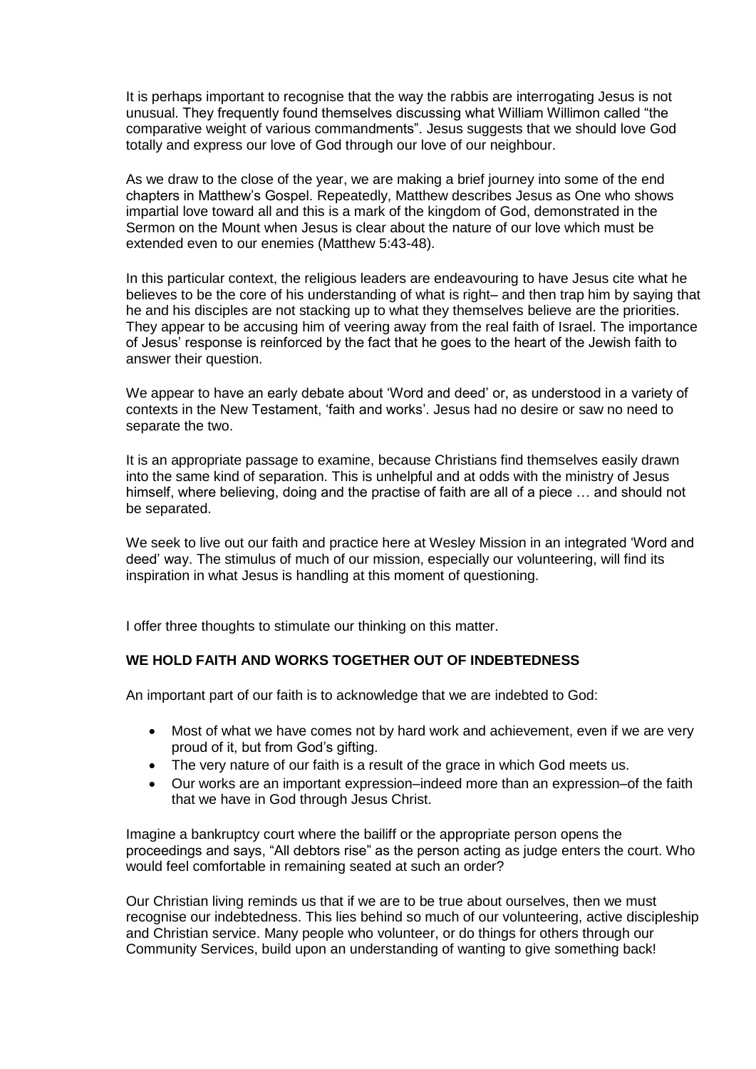It is perhaps important to recognise that the way the rabbis are interrogating Jesus is not unusual. They frequently found themselves discussing what William Willimon called "the comparative weight of various commandments". Jesus suggests that we should love God totally and express our love of God through our love of our neighbour.

As we draw to the close of the year, we are making a brief journey into some of the end chapters in Matthew's Gospel. Repeatedly, Matthew describes Jesus as One who shows impartial love toward all and this is a mark of the kingdom of God, demonstrated in the Sermon on the Mount when Jesus is clear about the nature of our love which must be extended even to our enemies (Matthew 5:43-48).

In this particular context, the religious leaders are endeavouring to have Jesus cite what he believes to be the core of his understanding of what is right– and then trap him by saying that he and his disciples are not stacking up to what they themselves believe are the priorities. They appear to be accusing him of veering away from the real faith of Israel. The importance of Jesus' response is reinforced by the fact that he goes to the heart of the Jewish faith to answer their question.

We appear to have an early debate about 'Word and deed' or, as understood in a variety of contexts in the New Testament, 'faith and works'. Jesus had no desire or saw no need to separate the two.

It is an appropriate passage to examine, because Christians find themselves easily drawn into the same kind of separation. This is unhelpful and at odds with the ministry of Jesus himself, where believing, doing and the practise of faith are all of a piece … and should not be separated.

We seek to live out our faith and practice here at Wesley Mission in an integrated 'Word and deed' way. The stimulus of much of our mission, especially our volunteering, will find its inspiration in what Jesus is handling at this moment of questioning.

I offer three thoughts to stimulate our thinking on this matter.

**WE HOLD FAITH AND WORKS TOGETHER OUT OF INDEBTEDNESS**

An important part of our faith is to acknowledge that we are indebted to God:

- Most of what we have comes not by hard work and achievement, even if we are very proud of it, but from God's gifting.
- The very nature of our faith is a result of the grace in which God meets us.
- Our works are an important expression–indeed more than an expression–of the faith that we have in God through Jesus Christ.

Imagine a bankruptcy court where the bailiff or the appropriate person opens the proceedings and says, "All debtors rise" as the person acting as judge enters the court. Who would feel comfortable in remaining seated at such an order?

Our Christian living reminds us that if we are to be true about ourselves, then we must recognise our indebtedness. This lies behind so much of our volunteering, active discipleship and Christian service. Many people who volunteer, or do things for others through our Community Services, build upon an understanding of wanting to give something back!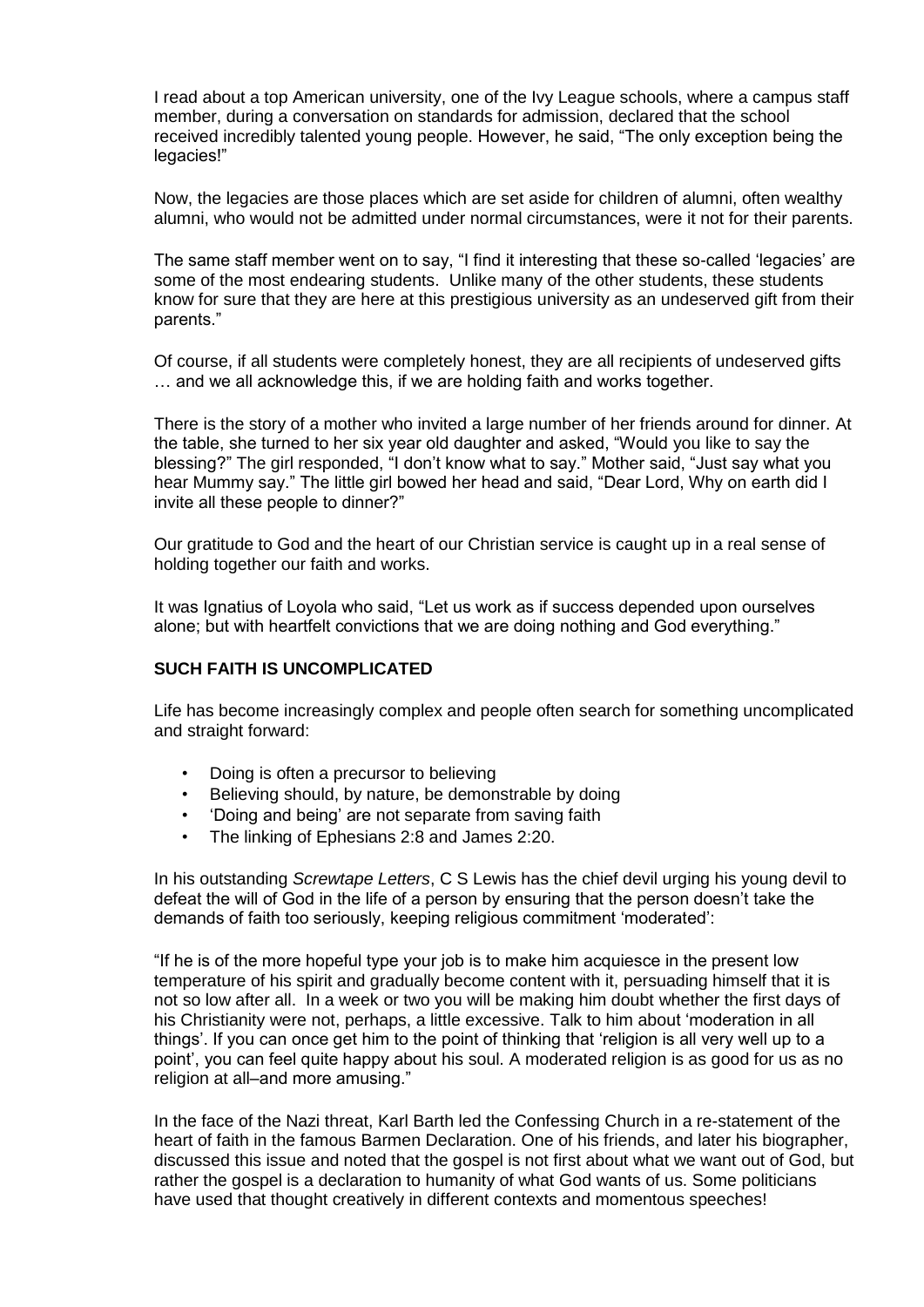I read about a top American university, one of the Ivy League schools, where a campus staff member, during a conversation on standards for admission, declared that the school received incredibly talented young people. However, he said, "The only exception being the legacies!"

Now, the legacies are those places which are set aside for children of alumni, often wealthy alumni, who would not be admitted under normal circumstances, were it not for their parents.

The same staff member went on to say, "I find it interesting that these so-called 'legacies' are some of the most endearing students. Unlike many of the other students, these students know for sure that they are here at this prestigious university as an undeserved gift from their parents."

Of course, if all students were completely honest, they are all recipients of undeserved gifts … and we all acknowledge this, if we are holding faith and works together.

There is the story of a mother who invited a large number of her friends around for dinner. At the table, she turned to her six year old daughter and asked, "Would you like to say the blessing?" The girl responded, "I don't know what to say." Mother said, "Just say what you hear Mummy say." The little girl bowed her head and said, "Dear Lord, Why on earth did I invite all these people to dinner?"

Our gratitude to God and the heart of our Christian service is caught up in a real sense of holding together our faith and works.

It was Ignatius of Loyola who said, "Let us work as if success depended upon ourselves alone; but with heartfelt convictions that we are doing nothing and God everything."

**SUCH FAITH IS UNCOMPLICATED**

Life has become increasingly complex and people often search for something uncomplicated and straight forward:

- Doing is often a precursor to believing
- Believing should, by nature, be demonstrable by doing
- 'Doing and being' are not separate from saving faith
- The linking of Ephesians 2:8 and James 2:20.

In his outstanding *Screwtape Letters*, C S Lewis has the chief devil urging his young devil to defeat the will of God in the life of a person by ensuring that the person doesn't take the demands of faith too seriously, keeping religious commitment 'moderated':

"If he is of the more hopeful type your job is to make him acquiesce in the present low temperature of his spirit and gradually become content with it, persuading himself that it is not so low after all. In a week or two you will be making him doubt whether the first days of his Christianity were not, perhaps, a little excessive. Talk to him about 'moderation in all things'. If you can once get him to the point of thinking that 'religion is all very well up to a point', you can feel quite happy about his soul. A moderated religion is as good for us as no religion at all–and more amusing."

In the face of the Nazi threat, Karl Barth led the Confessing Church in a re-statement of the heart of faith in the famous Barmen Declaration. One of his friends, and later his biographer, discussed this issue and noted that the gospel is not first about what we want out of God, but rather the gospel is a declaration to humanity of what God wants of us. Some politicians have used that thought creatively in different contexts and momentous speeches!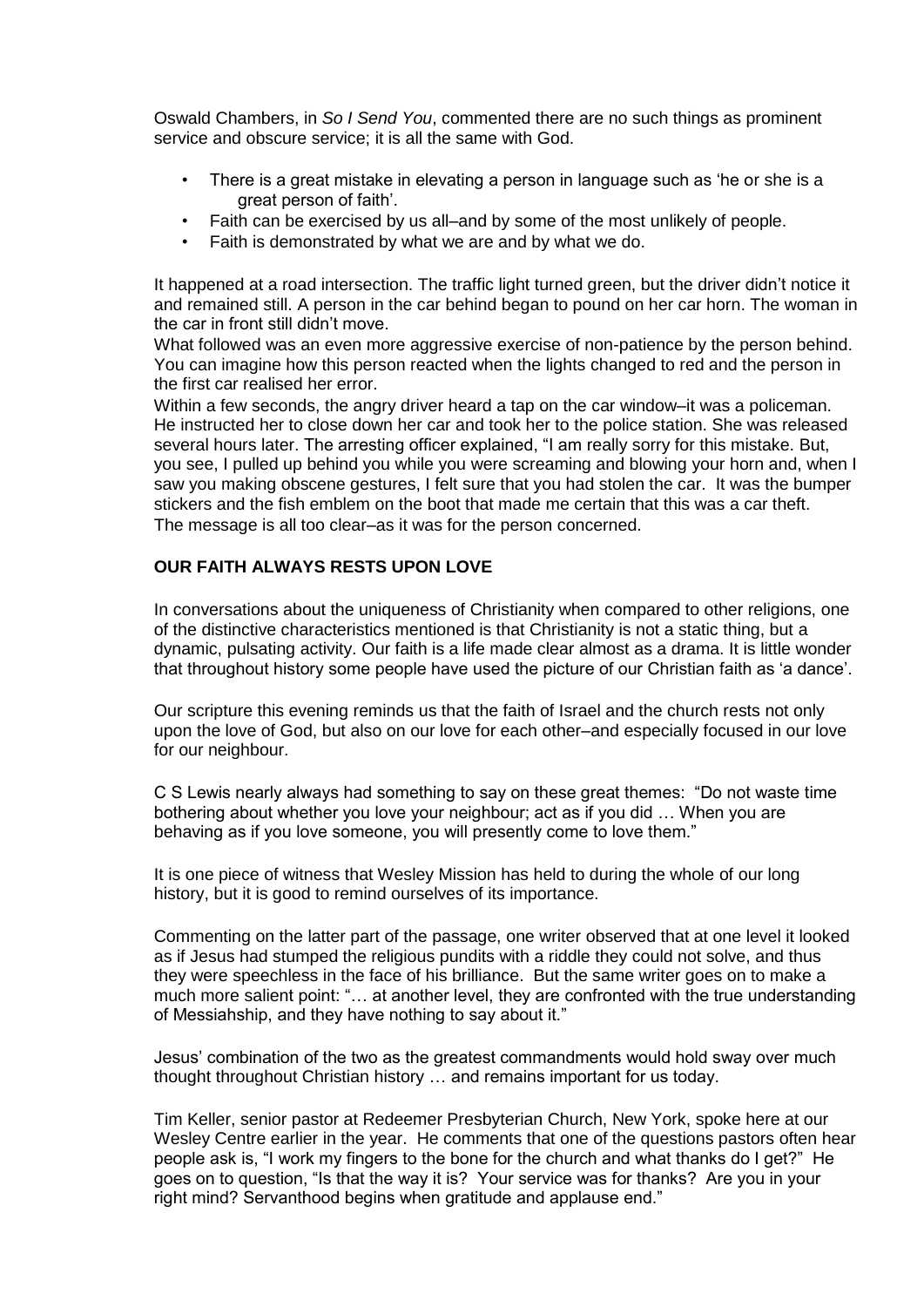Oswald Chambers, in *So I Send You*, commented there are no such things as prominent service and obscure service; it is all the same with God.

- There is a great mistake in elevating a person in language such as 'he or she is a great person of faith'.
- Faith can be exercised by us all–and by some of the most unlikely of people.
- Faith is demonstrated by what we are and by what we do.

It happened at a road intersection. The traffic light turned green, but the driver didn't notice it and remained still. A person in the car behind began to pound on her car horn. The woman in the car in front still didn't move.
What followed was an even more aggressive exercise of non-patience by the person behind. You can imagine how this person reacted when the lights changed to red and the person in the first car realised her error.
Within a few seconds, the angry driver heard a tap on the car window–it was a policeman. He instructed her to close down her car and took her to the police station. She was released several hours later. The arresting officer explained, "I am really sorry for this mistake. But, you see, I pulled up behind you while you were screaming and blowing your horn and, when I saw you making obscene gestures, I felt sure that you had stolen the car. It was the bumper stickers and the fish emblem on the boot that made me certain that this was a car theft.
The message is all too clear–as it was for the person concerned.

**OUR FAITH ALWAYS RESTS UPON LOVE**

In conversations about the uniqueness of Christianity when compared to other religions, one of the distinctive characteristics mentioned is that Christianity is not a static thing, but a dynamic, pulsating activity. Our faith is a life made clear almost as a drama. It is little wonder that throughout history some people have used the picture of our Christian faith as 'a dance'.

Our scripture this evening reminds us that the faith of Israel and the church rests not only upon the love of God, but also on our love for each other–and especially focused in our love for our neighbour.

C S Lewis nearly always had something to say on these great themes: "Do not waste time bothering about whether you love your neighbour; act as if you did … When you are behaving as if you love someone, you will presently come to love them."

It is one piece of witness that Wesley Mission has held to during the whole of our long history, but it is good to remind ourselves of its importance.

Commenting on the latter part of the passage, one writer observed that at one level it looked as if Jesus had stumped the religious pundits with a riddle they could not solve, and thus they were speechless in the face of his brilliance. But the same writer goes on to make a much more salient point: "… at another level, they are confronted with the true understanding of Messiahship, and they have nothing to say about it."

Jesus' combination of the two as the greatest commandments would hold sway over much thought throughout Christian history … and remains important for us today.

Tim Keller, senior pastor at Redeemer Presbyterian Church, New York, spoke here at our Wesley Centre earlier in the year. He comments that one of the questions pastors often hear people ask is, "I work my fingers to the bone for the church and what thanks do I get?" He goes on to question, "Is that the way it is? Your service was for thanks? Are you in your right mind? Servanthood begins when gratitude and applause end."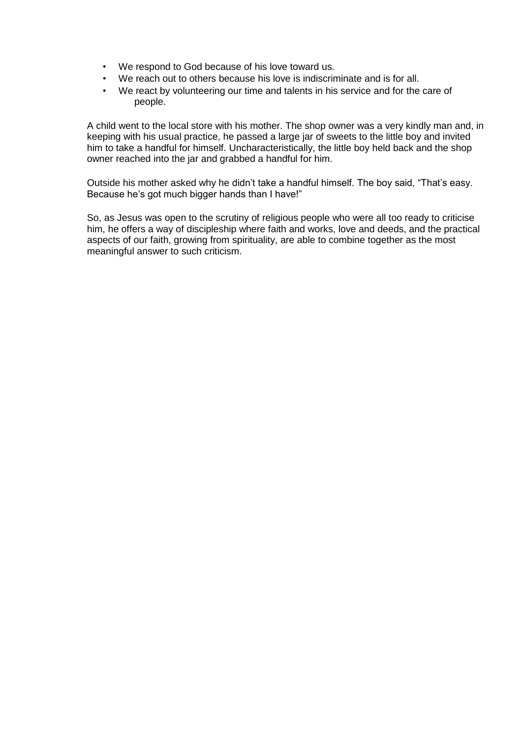- We respond to God because of his love toward us.
- We reach out to others because his love is indiscriminate and is for all.
- We react by volunteering our time and talents in his service and for the care of people.

A child went to the local store with his mother. The shop owner was a very kindly man and, in keeping with his usual practice, he passed a large jar of sweets to the little boy and invited him to take a handful for himself. Uncharacteristically, the little boy held back and the shop owner reached into the jar and grabbed a handful for him.

Outside his mother asked why he didn't take a handful himself. The boy said, "That's easy. Because he's got much bigger hands than I have!"

So, as Jesus was open to the scrutiny of religious people who were all too ready to criticise him, he offers a way of discipleship where faith and works, love and deeds, and the practical aspects of our faith, growing from spirituality, are able to combine together as the most meaningful answer to such criticism.